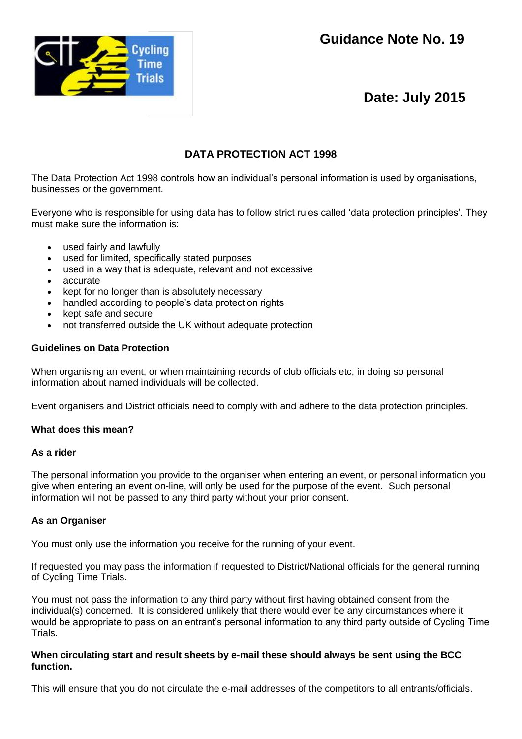Guidance Note No. 19

Date: July 2015

# DATA PROTECTION ACT 1998

The Data Protection Act 1998 controls how an individual's personal information is used by organisations, businesses or the government.

Everyone who is responsible for using data has to follow strict rules called 'data protection principles'. They must make sure the information is:

- used fairly and lawfully
- used for limited, specifically stated purposes
- used in a way that is adequate, relevant and not excessive
- accurate
- kept for no longer than is absolutely necessary
- handled according to people's data protection rights
- kept safe and secure
- not transferred outside the UK without adequate protection

## Guidelines on Data Protection

When organising an event, or when maintaining records of club officials etc, in doing so personal information about named individuals will be collected.

Event organisers and District officials need to comply with and adhere to the data protection principles.

## What does this mean?

### As a rider

The personal information you provide to the organiser when entering an event, or personal information you give when entering an event on-line, will only be used for the purpose of the event. Such personal information will not be passed to any third party without your prior consent.

### As an Organiser

You must only use the information you receive for the running of your event.

If requested you may pass the information if requested to District/National officials for the general running of Cycling Time Trials.

You must not pass the information to any third party without first having obtained consent from the individual(s) concerned. It is considered unlikely that there would ever be any circumstances where it would be appropriate to pass on an entrant's personal information to any third party outside of Cycling Time Trials.

**When circulating start and result sheets by e-mail these should always be sent using the BCC function.**

This will ensure that you do not circulate the e-mail addresses of the competitors to all entrants/officials.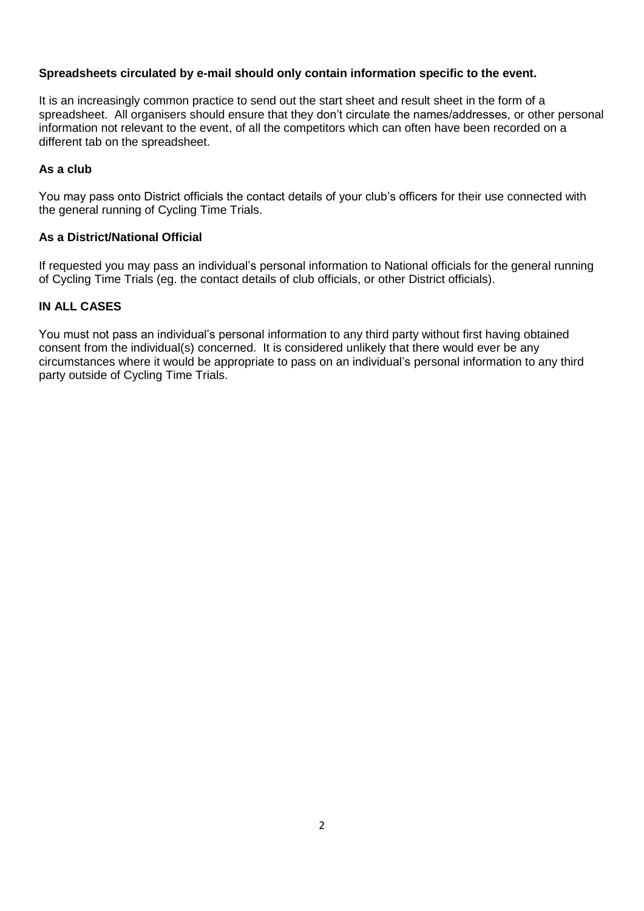**Spreadsheets circulated by e-mail should only contain information specific to the event.**

It is an increasingly common practice to send out the start sheet and result sheet in the form of a spreadsheet. All organisers should ensure that they don't circulate the names/addresses, or other personal information not relevant to the event, of all the competitors which can often have been recorded on a different tab on the spreadsheet.

### As a club

You may pass onto District officials the contact details of your club's officers for their use connected with the general running of Cycling Time Trials.

### As a District/National Official

If requested you may pass an individual's personal information to National officials for the general running of Cycling Time Trials (eg. the contact details of club officials, or other District officials).

### IN ALL CASES

You must not pass an individual's personal information to any third party without first having obtained consent from the individual(s) concerned. It is considered unlikely that there would ever be any circumstances where it would be appropriate to pass on an individual's personal information to any third party outside of Cycling Time Trials.